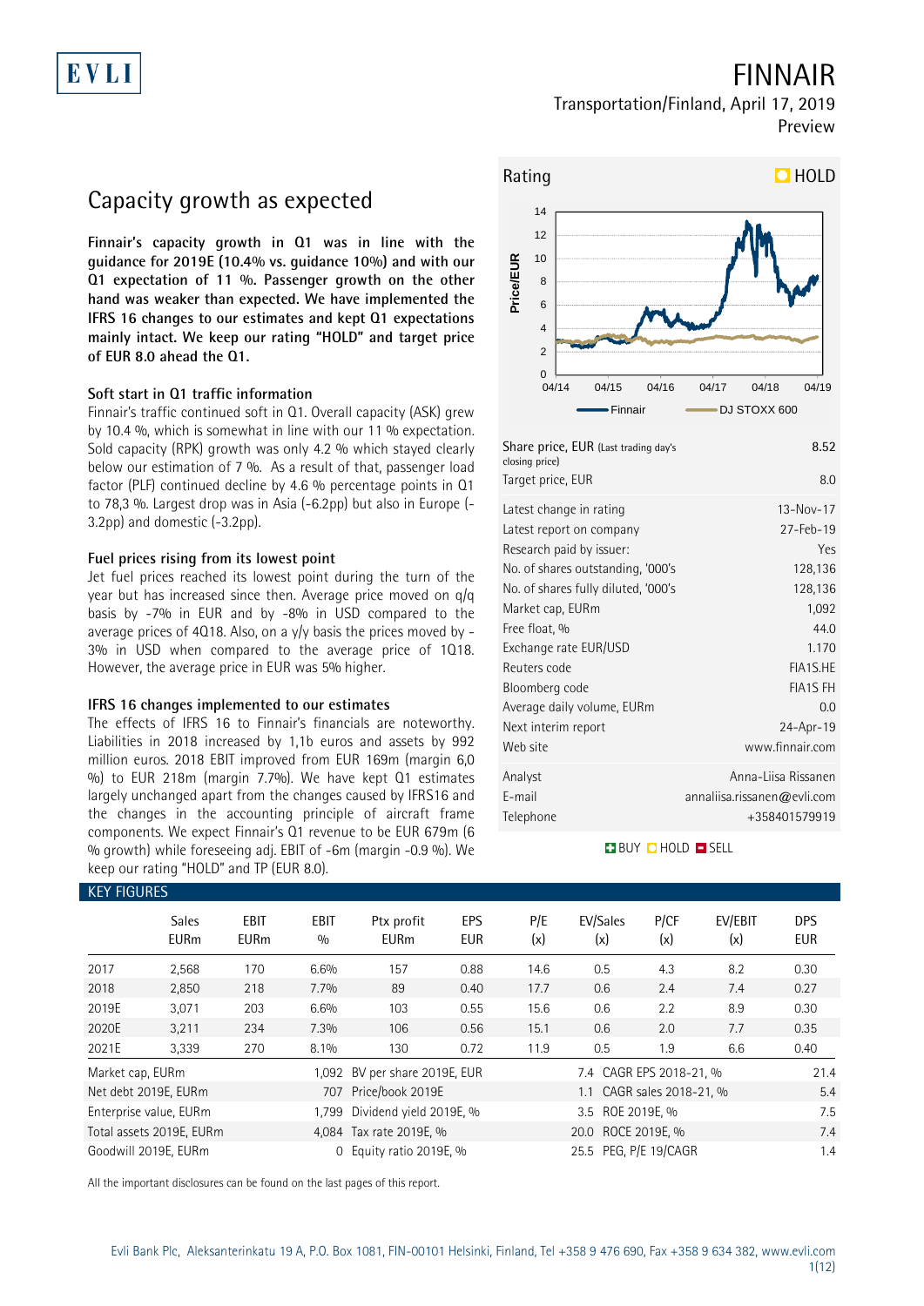# FINNAIR

Transportation/Finland, April 17, 2019
Preview

## Capacity growth as expected

**Finnair's capacity growth in Q1 was in line with the guidance for 2019E (10.4% vs. guidance 10%) and with our Q1 expectation of 11 %. Passenger growth on the other hand was weaker than expected. We have implemented the IFRS 16 changes to our estimates and kept Q1 expectations mainly intact. We keep our rating "HOLD" and target price of EUR 8.0 ahead the Q1.**

### Soft start in Q1 traffic information

Finnair's traffic continued soft in Q1. Overall capacity (ASK) grew by 10.4 %, which is somewhat in line with our 11 % expectation. Sold capacity (RPK) growth was only 4.2 % which stayed clearly below our estimation of 7 %. As a result of that, passenger load factor (PLF) continued decline by 4.6 % percentage points in Q1 to 78,3 %. Largest drop was in Asia (-6.2pp) but also in Europe (-3.2pp) and domestic (-3.2pp).

### Fuel prices rising from its lowest point

Jet fuel prices reached its lowest point during the turn of the year but has increased since then. Average price moved on q/q basis by -7% in EUR and by -8% in USD compared to the average prices of 4Q18. Also, on a y/y basis the prices moved by -3% in USD when compared to the average price of 1Q18. However, the average price in EUR was 5% higher.

### IFRS 16 changes implemented to our estimates

The effects of IFRS 16 to Finnair's financials are noteworthy. Liabilities in 2018 increased by 1,1b euros and assets by 992 million euros. 2018 EBIT improved from EUR 169m (margin 6,0 %) to EUR 218m (margin 7.7%). We have kept Q1 estimates largely unchanged apart from the changes caused by IFRS16 and the changes in the accounting principle of aircraft frame components. We expect Finnair's Q1 revenue to be EUR 679m (6 % growth) while foreseeing adj. EBIT of -6m (margin -0.9 %). We keep our rating "HOLD" and TP (EUR 8.0).

Rating: HOLD

| | |
|---|---|
| Share price, EUR (Last trading day's closing price) | 8.52 |
| Target price, EUR | 8.0 |
| Latest change in rating | 13-Nov-17 |
| Latest report on company | 27-Feb-19 |
| Research paid by issuer: | Yes |
| No. of shares outstanding, '000's | 128,136 |
| No. of shares fully diluted, '000's | 128,136 |
| Market cap, EURm | 1,092 |
| Free float, % | 44.0 |
| Exchange rate EUR/USD | 1.170 |
| Reuters code | FIA1S.HE |
| Bloomberg code | FIA1S FH |
| Average daily volume, EURm | 0.0 |
| Next interim report | 24-Apr-19 |
| Web site | www.finnair.com |
| Analyst | Anna-Liisa Rissanen |
| E-mail | annaliisa.rissanen@evli.com |
| Telephone | +358401579919 |

BUY HOLD SELL

### KEY FIGURES

| | Sales EURm | EBIT EURm | EBIT % | Ptx profit EURm | EPS EUR | P/E (x) | EV/Sales (x) | P/CF (x) | EV/EBIT (x) | DPS EUR |
|---|---|---|---|---|---|---|---|---|---|---|
| 2017 | 2,568 | 170 | 6.6% | 157 | 0.88 | 14.6 | 0.5 | 4.3 | 8.2 | 0.30 |
| 2018 | 2,850 | 218 | 7.7% | 89 | 0.40 | 17.7 | 0.6 | 2.4 | 7.4 | 0.27 |
| 2019E | 3,071 | 203 | 6.6% | 103 | 0.55 | 15.6 | 0.6 | 2.2 | 8.9 | 0.30 |
| 2020E | 3,211 | 234 | 7.3% | 106 | 0.56 | 15.1 | 0.6 | 2.0 | 7.7 | 0.35 |
| 2021E | 3,339 | 270 | 8.1% | 130 | 0.72 | 11.9 | 0.5 | 1.9 | 6.6 | 0.40 |

| | | | | | |
|---|---|---|---|---|---|
| Market cap, EURm | 1,092 | BV per share 2019E, EUR | 7.4 | CAGR EPS 2018-21, % | 21.4 |
| Net debt 2019E, EURm | 707 | Price/book 2019E | 1.1 | CAGR sales 2018-21, % | 5.4 |
| Enterprise value, EURm | 1,799 | Dividend yield 2019E, % | 3.5 | ROE 2019E, % | 7.5 |
| Total assets 2019E, EURm | 4,084 | Tax rate 2019E, % | 20.0 | ROCE 2019E, % | 7.4 |
| Goodwill 2019E, EURm | 0 | Equity ratio 2019E, % | 25.5 | PEG, P/E 19/CAGR | 1.4 |

All the important disclosures can be found on the last pages of this report.

Evli Bank Plc, Aleksanterinkatu 19 A, P.O. Box 1081, FIN-00101 Helsinki, Finland, Tel +358 9 476 690, Fax +358 9 634 382, www.evli.com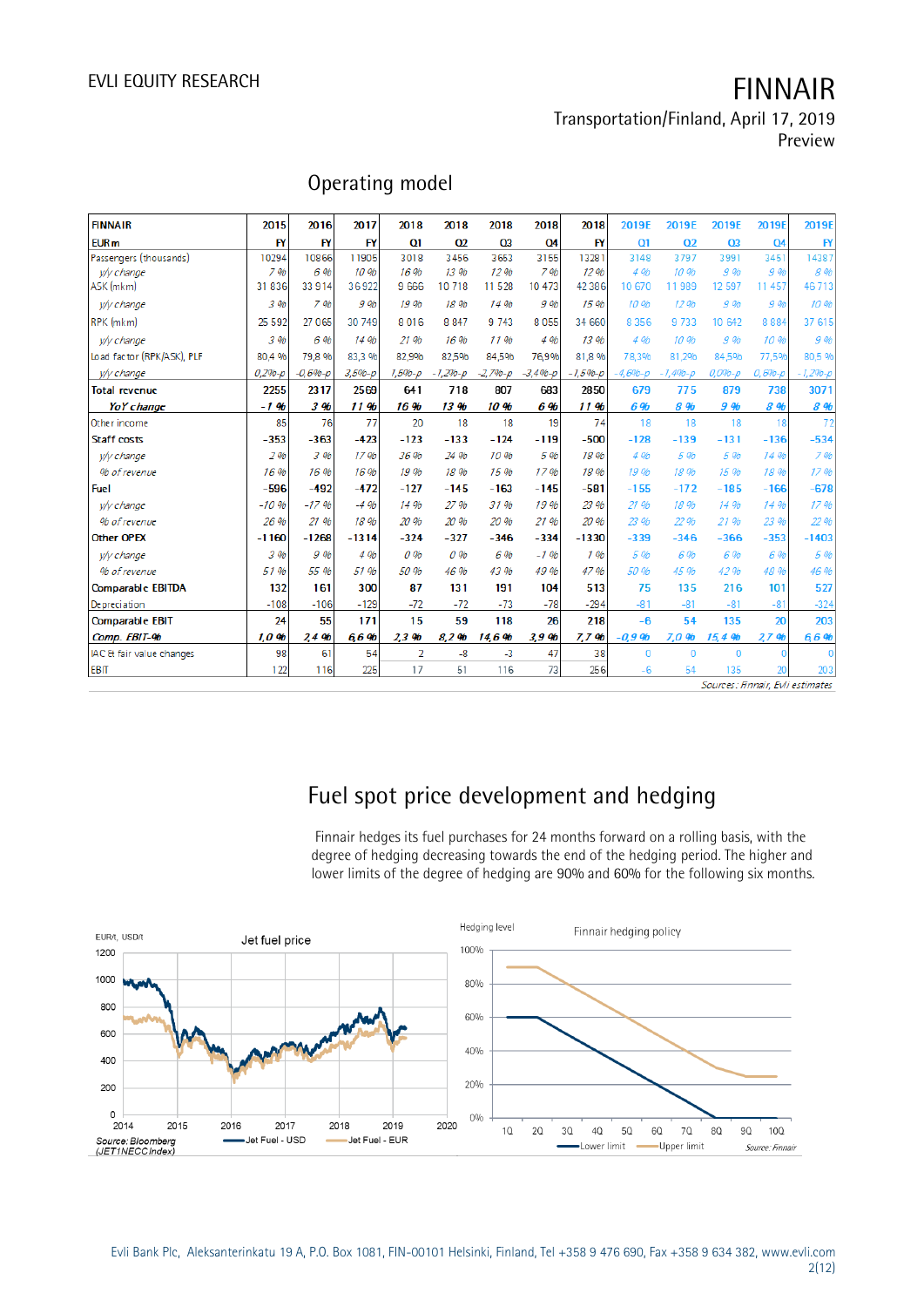## Operating model

| FINNAIR | 2015 | 2016 | 2017 | 2018 | 2018 | 2018 | 2018 | 2018 | 2019E | 2019E | 2019E | 2019E | 2019E |
|---|---|---|---|---|---|---|---|---|---|---|---|---|---|
| EUR m | FY | FY | FY | Q1 | Q2 | Q3 | Q4 | FY | Q1 | Q2 | Q3 | Q4 | FY |
| Passergers (thousands) | 10294 | 10866 | 11905 | 3018 | 3456 | 3653 | 3155 | 13281 | 3148 | 3797 | 3991 | 3451 | 14387 |
| *y/y change* | 7 % | 6 % | 10 % | 16 % | 13 % | 12 % | 7 % | 12 % | 4 % | 10 % | 9 % | 9 % | 8 % |
| ASK (mkm) | 31 836 | 33 914 | 36 922 | 9 666 | 10 718 | 11 528 | 10 473 | 42 386 | 10 670 | 11 989 | 12 597 | 11 457 | 46 713 |
| *y/y change* | 3 % | 7 % | 9 % | 19 % | 18 % | 14 % | 9 % | 15 % | 10 % | 12 % | 9 % | 9 % | 10 % |
| RPK (mkm) | 25 592 | 27 065 | 30 749 | 8 016 | 8 847 | 9 743 | 8 055 | 34 660 | 8 356 | 9 733 | 10 642 | 8 884 | 37 615 |
| *y/y change* | 3 % | 6 % | 14 % | 21 % | 16 % | 11 % | 4 % | 13 % | 4 % | 10 % | 9 % | 10 % | 9 % |
| Load factor (RPK/ASK), PLF | 80,4 % | 79,8 % | 83,3 % | 82,9% | 82,5% | 84,5% | 76,9% | 81,8 % | 78,3% | 81,2% | 84,5% | 77,5% | 80,5 % |
| *y/y change* | 0,2%-p | -0,6%-p | 3,5%-p | 1,5%-p | -1,2%-p | -2,7%-p | -3,4%-p | -1,5%-p | -4,6%-p | -1,4%-p | 0,0%-p | 0,6%-p | -1,2%-p |
| **Total revenue** | **2255** | **2317** | **2569** | **641** | **718** | **807** | **683** | **2850** | **679** | **775** | **879** | **738** | **3071** |
| ***YoY change*** | ***-1 %*** | ***3 %*** | ***11 %*** | ***16 %*** | ***13 %*** | ***10 %*** | ***6 %*** | ***11 %*** | ***6 %*** | ***8 %*** | ***9 %*** | ***8 %*** | ***8 %*** |
| Other income | 85 | 76 | 77 | 20 | 18 | 18 | 19 | 74 | 18 | 18 | 18 | 18 | 72 |
| Staff costs | -353 | -363 | -423 | -123 | -133 | -124 | -119 | -500 | -128 | -139 | -131 | -136 | -534 |
| *y/y change* | 2 % | 3 % | 17 % | 36 % | 24 % | 10 % | 5 % | 18 % | 4 % | 5 % | 5 % | 14 % | 7 % |
| *% of revenue* | 16 % | 16 % | 16 % | 19 % | 18 % | 15 % | 17 % | 18 % | 19 % | 18 % | 15 % | 18 % | 17 % |
| Fuel | -596 | -492 | -472 | -127 | -145 | -163 | -145 | -581 | -155 | -172 | -185 | -166 | -678 |
| *y/y change* | -10 % | -17 % | -4 % | 14 % | 27 % | 31 % | 19 % | 23 % | 21 % | 18 % | 14 % | 14 % | 17 % |
| *% of revenue* | 26 % | 21 % | 18 % | 20 % | 20 % | 20 % | 21 % | 20 % | 23 % | 22 % | 21 % | 23 % | 22 % |
| Other OPEX | -1160 | -1268 | -1314 | -324 | -327 | -346 | -334 | -1330 | -339 | -346 | -366 | -353 | -1403 |
| *y/y change* | 3 % | 9 % | 4 % | 0 % | 0 % | 6 % | -1 % | 1 % | 5 % | 6 % | 6 % | 6 % | 5 % |
| *% of revenue* | 51 % | 55 % | 51 % | 50 % | 46 % | 43 % | 49 % | 47 % | 50 % | 45 % | 42 % | 48 % | 46 % |
| **Comparable EBITDA** | **132** | **161** | **300** | **87** | **131** | **191** | **104** | **513** | **75** | **135** | **216** | **101** | **527** |
| Depreciation | -108 | -106 | -129 | -72 | -72 | -73 | -78 | -294 | -81 | -81 | -81 | -81 | -324 |
| **Comparable EBIT** | **24** | **55** | **171** | **15** | **59** | **118** | **26** | **218** | **-6** | **54** | **135** | **20** | **203** |
| ***Comp. EBIT-%*** | ***1,0 %*** | ***2,4 %*** | ***6,6 %*** | ***2,3 %*** | ***8,2 %*** | ***14,6 %*** | ***3,9 %*** | ***7,7 %*** | ***-0,9 %*** | ***7,0 %*** | ***15,4 %*** | ***2,7 %*** | ***6,6 %*** |
| IAC & fair value changes | 98 | 61 | 54 | 2 | -8 | -3 | 47 | 38 | 0 | 0 | 0 | 0 | 0 |
| EBIT | 122 | 116 | 225 | 17 | 51 | 116 | 73 | 256 | -6 | 54 | 135 | 20 | 203 |

*Sources: Finnair, Evli estimates*

## Fuel spot price development and hedging

Finnair hedges its fuel purchases for 24 months forward on a rolling basis, with the degree of hedging decreasing towards the end of the hedging period. The higher and lower limits of the degree of hedging are 90% and 60% for the following six months.

Source: Bloomberg (JET1NECC Index)

Source: Finnair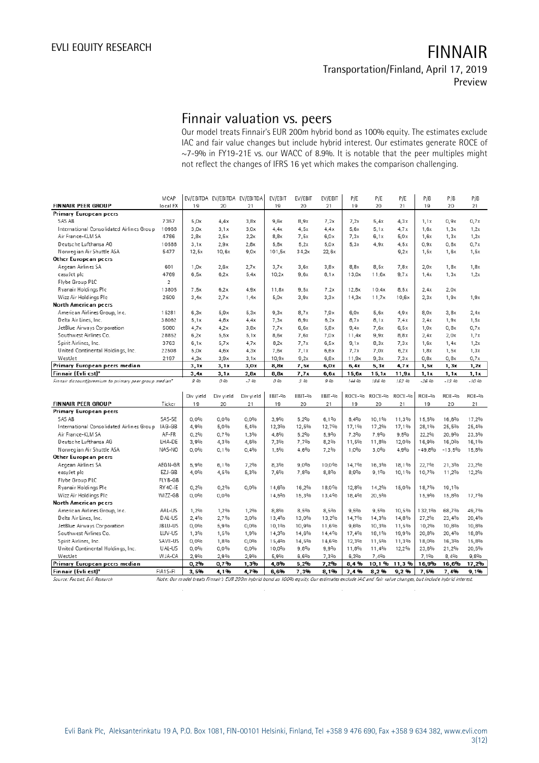# Finnair valuation vs. peers

Our model treats Finnair's EUR 200m hybrid bond as 100% equity. The estimates exclude IAC and fair value changes but include hybrid interest. Our estimates generate ROCE of ~7-9% in FY19-21E vs. our WACC of 8.9%. It is notable that the peer multiples might not reflect the changes of IFRS 16 yet which makes the comparison challenging.

| FINNAIR PEER GROUP | MCAP local FX | EV/EBITDA 19 | EV/EBITDA 20 | EV/EBITDA 21 | EV/EBIT 19 | EV/EBIT 20 | EV/EBIT 21 | P/E 19 | P/E 20 | P/E 21 | P/B 19 | P/B 20 | P/B 21 |
|---|---|---|---|---|---|---|---|---|---|---|---|---|---|
| **Primary European peers** | | | | | | | | | | | | | |
| SAS AB | 7357 | 5,0x | 4,4x | 3,8x | 9,6x | 8,9x | 7,2x | 7,2x | 5,4x | 4,3x | 1,1x | 0,9x | 0,7x |
| International Consolidated Airlines Group | 10988 | 3,0x | 3,1x | 3,0x | 4,4x | 4,5x | 4,4x | 5,6x | 5,1x | 4,7x | 1,6x | 1,3x | 1,2x |
| Air France-KLM SA | 4786 | 2,8x | 2,5x | 2,2x | 8,8x | 7,5x | 6,0x | 7,3x | 6,1x | 5,0x | 1,6x | 1,3x | 1,2x |
| Deutsche Lufthansa AG | 10588 | 3,1x | 2,9x | 2,8x | 5,8x | 5,2x | 5,0x | 5,3x | 4,9x | 4,5x | 0,9x | 0,8x | 0,7x |
| Norwegian Air Shuttle ASA | 5477 | 12,5x | 10,6x | 9,0x | 101,5x | 34,2x | 22,6x | | | 9,2x | 1,5x | 1,6x | 1,5x |
| **Other European peers** | | | | | | | | | | | | | |
| Aegean Airlines SA | 601 | 1,0x | 2,6x | 2,7x | 3,7x | 3,6x | 3,8x | 8,8x | 8,5x | 7,8x | 2,0x | 1,8x | 1,8x |
| easyJet plc | 4769 | 6,5x | 6,2x | 5,4x | 10,2x | 9,6x | 8,1x | 13,0x | 11,6x | 9,7x | 1,4x | 1,3x | 1,2x |
| Flybe Group PLC | 2 | | | | | | | | | | | | |
| Ryanair Holdings Plc | 13805 | 7,5x | 6,2x | 4,9x | 11,8x | 9,5x | 7,2x | 12,8x | 10,4x | 8,5x | 2,4x | 2,0x | |
| Wizz Air Holdings Plc | 2509 | 3,4x | 2,7x | 1,4x | 5,0x | 3,9x | 3,3x | 14,3x | 11,7x | 10,6x | 2,3x | 1,9x | 1,9x |
| **North American peers** | | | | | | | | | | | | | |
| American Airlines Group, Inc. | 15281 | 6,3x | 5,9x | 5,3x | 9,3x | 8,7x | 7,9x | 6,0x | 5,6x | 4,9x | 8,0x | 3,8x | 2,4x |
| Delta Air Lines, Inc. | 38062 | 5,1x | 4,8x | 4,4x | 7,3x | 6,9x | 6,2x | 8,7x | 8,1x | 7,4x | 2,4x | 1,9x | 1,5x |
| JetBlue Airways Corporation | 5060 | 4,7x | 4,2x | 3,8x | 7,7x | 6,6x | 5,8x | 9,4x | 7,6x | 6,5x | 1,0x | 0,8x | 0,7x |
| Southwest Airlines Co. | 28852 | 6,2x | 5,5x | 5,1x | 8,6x | 7,6x | 7,0x | 11,4x | 9,9x | 8,8x | 2,4x | 2,0x | 1,7x |
| Spirit Airlines, Inc. | 3763 | 6,1x | 5,7x | 4,7x | 8,2x | 7,7x | 6,5x | 9,1x | 8,3x | 7,3x | 1,6x | 1,4x | 1,2x |
| United Continental Holdings, Inc. | 22508 | 5,0x | 4,6x | 4,3x | 7,6x | 7,1x | 6,6x | 7,7x | 7,0x | 6,2x | 1,8x | 1,5x | 1,3x |
| WestJet | 2197 | 4,3x | 3,9x | 3,1x | 10,9x | 9,2x | 6,8x | 11,9x | 9,3x | 7,3x | 0,8x | 0,8x | 0,7x |
| **Primary European peers median** | | **3,1x** | **3,1x** | **3,0x** | **8,8x** | **7,5x** | **6,0x** | **6,4x** | **5,3x** | **4,7x** | **1,5x** | **1,3x** | **1,2x** |
| **Finnair (Evli est)*** | | **3,4x** | **3,1x** | **2,8x** | **8,8x** | **7,7x** | **6,6x** | **15,6x** | **15,1x** | **11,9x** | **1,1x** | **1,1x** | **1,1x** |
| *Finnair discount/premium to primary peer group median** | | *8 %* | *0 %* | *-7 %* | *0 %* | *3 %* | *9 %* | *144 %* | *186 %* | *152 %* | *-26 %* | *-13 %* | *-10 %* |

| FINNAIR PEER GROUP | Ticker | Div yield 19 | Div yield 20 | Div yield 21 | EBIT-% 19 | EBIT-% 20 | EBIT-% 21 | ROCE-% 19 | ROCE-% 20 | ROCE-% 21 | ROE-% 19 | ROE-% 20 | ROE-% 21 |
|---|---|---|---|---|---|---|---|---|---|---|---|---|---|
| **Primary European peers** | | | | | | | | | | | | | |
| SAS AB | SAS-SE | 0,0% | 0,0% | 0,0% | 3,9% | 5,2% | 6,1% | 8,4% | 10,1% | 11,3% | 15,5% | 16,6% | 17,2% |
| International Consolidated Airlines Group | IAG-GB | 4,9% | 5,0% | 5,4% | 12,3% | 12,5% | 12,7% | 17,1% | 17,2% | 17,1% | 28,1% | 25,5% | 25,4% |
| Air France-KLM SA | AF-FR | 0,2% | 0,7% | 1,3% | 4,8% | 5,2% | 5,9% | 7,3% | 7,9% | 9,5% | 22,2% | 20,9% | 23,3% |
| Deutsche Lufthansa AG | LHA-DE | 3,9% | 4,3% | 4,6% | 7,3% | 7,7% | 8,2% | 11,5% | 11,8% | 12,0% | 16,9% | 16,0% | 16,1% |
| Norwegian Air Shuttle ASA | NAS-NO | 0,0% | 0,1% | 0,4% | 1,5% | 4,6% | 7,2% | 1,0% | 3,0% | 4,9% | -49,6% | -13,5% | 15,8% |
| **Other European peers** | | | | | | | | | | | | | |
| Aegean Airlines SA | AEGN-GR | 5,9% | 6,1% | 7,2% | 8,3% | 9,0% | 10,0% | 14,7% | 16,3% | 18,1% | 22,7% | 21,3% | 23,2% |
| easyJet plc | EZJ-GB | 4,0% | 4,5% | 5,3% | 7,6% | 7,8% | 8,8% | 8,0% | 9,1% | 10,1% | 10,7% | 11,2% | 12,2% |
| Flybe Group PLC | FLYB-GB | | | | | | | | | | | | |
| Ryanair Holdings Plc | RY4C-IE | 0,2% | 0,2% | 0,0% | 14,6% | 16,2% | 18,0% | 12,8% | 14,2% | 15,0% | 18,7% | 19,1% | |
| Wizz Air Holdings Plc | WIZZ-GB | 0,0% | 0,0% | | 14,5% | 15,3% | 13,4% | 18,4% | 20,5% | | 15,9% | 15,8% | 17,7% |
| **North American peers** | | | | | | | | | | | | | |
| American Airlines Group, Inc. | AAL-US | 1,2% | 1,2% | 1,2% | 8,8% | 8,5% | 8,5% | 9,5% | 9,5% | 10,5% | 132,1% | 68,7% | 49,7% |
| Delta Air Lines, Inc. | DAL-US | 2,4% | 2,7% | 3,0% | 13,4% | 13,0% | 13,2% | 14,7% | 14,3% | 14,8% | 27,2% | 23,4% | 20,4% |
| JetBlue Airways Corporation | JBLU-US | 0,0% | 5,9% | 0,0% | 10,1% | 10,9% | 11,6% | 9,6% | 10,3% | 11,5% | 10,2% | 10,8% | 10,8% |
| Southwest Airlines Co. | LUV-US | 1,3% | 1,5% | 1,9% | 14,3% | 14,8% | 14,4% | 17,4% | 18,1% | 18,9% | 20,8% | 20,4% | 18,8% |
| Spirit Airlines, Inc. | SAVE-US | 0,0% | 1,8% | 0,0% | 15,4% | 14,5% | 14,6% | 12,3% | 11,5% | 11,3% | 18,0% | 16,3% | 15,8% |
| United Continental Holdings, Inc. | UAL-US | 0,0% | 0,0% | 0,0% | 10,0% | 9,8% | 9,9% | 11,8% | 11,4% | 12,2% | 23,8% | 21,2% | 20,5% |
| WestJet | WJA-CA | 2,9% | 2,9% | 2,9% | 5,9% | 6,6% | 7,3% | 6,3% | 7,4% | | 7,1% | 8,4% | 9,8% |
| **Primary European peers median** | | **0,2%** | **0,7%** | **1,3%** | **4,8%** | **5,2%** | **7,2%** | **8,4 %** | **10,1 %** | **11,3 %** | **16,9%** | **16,6%** | **17,2%** |
| **Finnair (Evli est)*** | FIA1S-FI | **3,5%** | **4,1%** | **4,7%** | **6,6%** | **7,3%** | **8,1%** | **7,4 %** | **8,2 %** | **9,2 %** | **7,5%** | **7,4%** | **9,1%** |

*Source: Factset, Evli Research*

*Note: Our model treats Finnair's EUR 200m hybrid bond as 100% equity. Our estimates exclude IAC and fair value changes, but include hybrid interest.*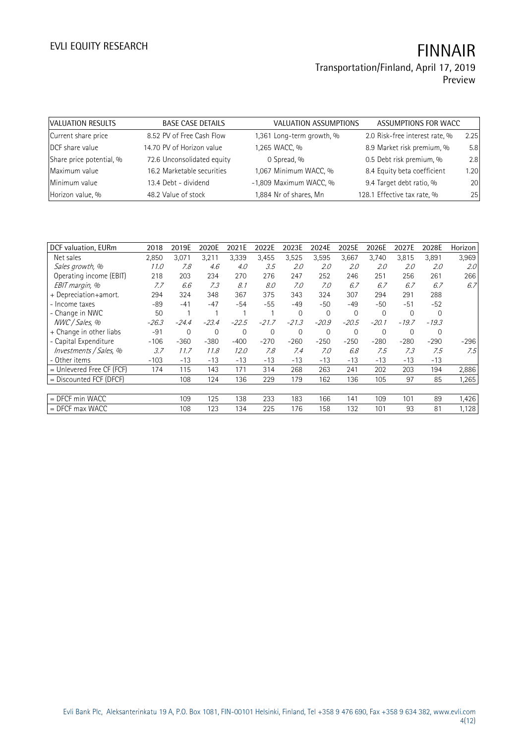| VALUATION RESULTS | | BASE CASE DETAILS | | VALUATION ASSUMPTIONS | | ASSUMPTIONS FOR WACC | |
|---|---|---|---|---|---|---|---|
| Current share price | 8.52 | PV of Free Cash Flow | 1,361 | Long-term growth, % | 2.0 | Risk-free interest rate, % | 2.25 |
| DCF share value | 14.70 | PV of Horizon value | 1,265 | WACC, % | 8.9 | Market risk premium, % | 5.8 |
| Share price potential, % | 72.6 | Unconsolidated equity | 0 | Spread, % | 0.5 | Debt risk premium, % | 2.8 |
| Maximum value | 16.2 | Marketable securities | 1,067 | Minimum WACC, % | 8.4 | Equity beta coefficient | 1.20 |
| Minimum value | 13.4 | Debt - dividend | -1,809 | Maximum WACC, % | 9.4 | Target debt ratio, % | 20 |
| Horizon value, % | 48.2 | Value of stock | 1,884 | Nr of shares, Mn | 128.1 | Effective tax rate, % | 25 |

| DCF valuation, EURm | 2018 | 2019E | 2020E | 2021E | 2022E | 2023E | 2024E | 2025E | 2026E | 2027E | 2028E | Horizon |
|---|---|---|---|---|---|---|---|---|---|---|---|---|
| Net sales | 2,850 | 3,071 | 3,211 | 3,339 | 3,455 | 3,525 | 3,595 | 3,667 | 3,740 | 3,815 | 3,891 | 3,969 |
| *Sales growth, %* | *11.0* | *7.8* | *4.6* | *4.0* | *3.5* | *2.0* | *2.0* | *2.0* | *2.0* | *2.0* | *2.0* | *2.0* |
| Operating income (EBIT) | 218 | 203 | 234 | 270 | 276 | 247 | 252 | 246 | 251 | 256 | 261 | 266 |
| *EBIT margin, %* | *7.7* | *6.6* | *7.3* | *8.1* | *8.0* | *7.0* | *7.0* | *6.7* | *6.7* | *6.7* | *6.7* | *6.7* |
| + Depreciation+amort. | 294 | 324 | 348 | 367 | 375 | 343 | 324 | 307 | 294 | 291 | 288 | |
| - Income taxes | -89 | -41 | -47 | -54 | -55 | -49 | -50 | -49 | -50 | -51 | -52 | |
| - Change in NWC | 50 | 1 | 1 | 1 | 1 | 0 | 0 | 0 | 0 | 0 | 0 | |
| *NWC / Sales, %* | *-26.3* | *-24.4* | *-23.4* | *-22.5* | *-21.7* | *-21.3* | *-20.9* | *-20.5* | *-20.1* | *-19.7* | *-19.3* | |
| + Change in other liabs | -91 | 0 | 0 | 0 | 0 | 0 | 0 | 0 | 0 | 0 | 0 | |
| - Capital Expenditure | -106 | -360 | -380 | -400 | -270 | -260 | -250 | -250 | -280 | -280 | -290 | -296 |
| *Investments / Sales, %* | *3.7* | *11.7* | *11.8* | *12.0* | *7.8* | *7.4* | *7.0* | *6.8* | *7.5* | *7.3* | *7.5* | *7.5* |
| - Other items | -103 | -13 | -13 | -13 | -13 | -13 | -13 | -13 | -13 | -13 | -13 | |
| = Unlevered Free CF (FCF) | 174 | 115 | 143 | 171 | 314 | 268 | 263 | 241 | 202 | 203 | 194 | 2,886 |
| = Discounted FCF (DFCF) | | 108 | 124 | 136 | 229 | 179 | 162 | 136 | 105 | 97 | 85 | 1,265 |
| | | | | | | | | | | | | |
| = DFCF min WACC | | 109 | 125 | 138 | 233 | 183 | 166 | 141 | 109 | 101 | 89 | 1,426 |
| = DFCF max WACC | | 108 | 123 | 134 | 225 | 176 | 158 | 132 | 101 | 93 | 81 | 1,128 |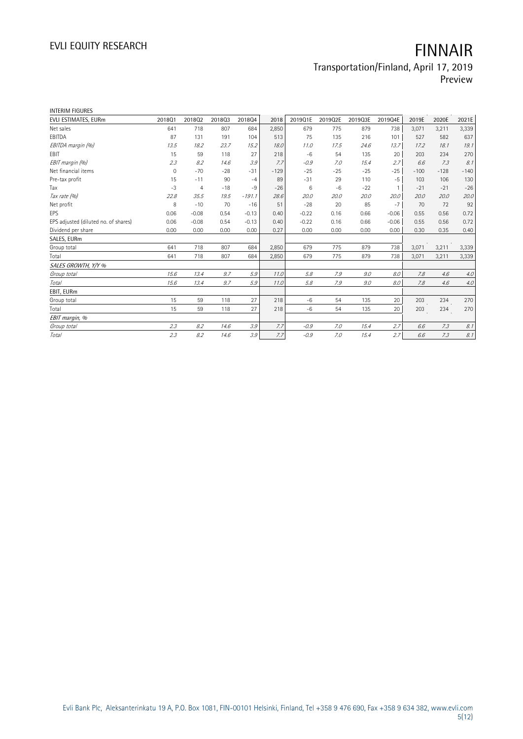INTERIM FIGURES

| EVLI ESTIMATES, EURm | 2018Q1 | 2018Q2 | 2018Q3 | 2018Q4 | 2018 | 2019Q1E | 2019Q2E | 2019Q3E | 2019Q4E | 2019E | 2020E | 2021E |
|---|---|---|---|---|---|---|---|---|---|---|---|---|
| Net sales | 641 | 718 | 807 | 684 | 2,850 | 679 | 775 | 879 | 738 | 3,071 | 3,211 | 3,339 |
| EBITDA | 87 | 131 | 191 | 104 | 513 | 75 | 135 | 216 | 101 | 527 | 582 | 637 |
| *EBITDA margin (%)* | *13.5* | *18.2* | *23.7* | *15.2* | *18.0* | *11.0* | *17.5* | *24.6* | *13.7* | *17.2* | *18.1* | *19.1* |
| EBIT | 15 | 59 | 118 | 27 | 218 | -6 | 54 | 135 | 20 | 203 | 234 | 270 |
| *EBIT margin (%)* | *2.3* | *8.2* | *14.6* | *3.9* | *7.7* | *-0.9* | *7.0* | *15.4* | *2.7* | *6.6* | *7.3* | *8.1* |
| Net financial items | 0 | -70 | -28 | -31 | -129 | -25 | -25 | -25 | -25 | -100 | -128 | -140 |
| Pre-tax profit | 15 | -11 | 90 | -4 | 89 | -31 | 29 | 110 | -5 | 103 | 106 | 130 |
| Tax | -3 | 4 | -18 | -9 | -26 | 6 | -6 | -22 | 1 | -21 | -21 | -26 |
| *Tax rate (%)* | *22.8* | *35.5* | *19.5* | *-191.1* | *28.6* | *20.0* | *20.0* | *20.0* | *20.0* | *20.0* | *20.0* | *20.0* |
| Net profit | 8 | -10 | 70 | -16 | 51 | -28 | 20 | 85 | -7 | 70 | 72 | 92 |
| EPS | 0.06 | -0.08 | 0.54 | -0.13 | 0.40 | -0.22 | 0.16 | 0.66 | -0.06 | 0.55 | 0.56 | 0.72 |
| EPS adjusted (diluted no. of shares) | 0.06 | -0.08 | 0.54 | -0.13 | 0.40 | -0.22 | 0.16 | 0.66 | -0.06 | 0.55 | 0.56 | 0.72 |
| Dividend per share | 0.00 | 0.00 | 0.00 | 0.00 | 0.27 | 0.00 | 0.00 | 0.00 | 0.00 | 0.30 | 0.35 | 0.40 |
| SALES, EURm | | | | | | | | | | | | |
| Group total | 641 | 718 | 807 | 684 | 2,850 | 679 | 775 | 879 | 738 | 3,071 | 3,211 | 3,339 |
| Total | 641 | 718 | 807 | 684 | 2,850 | 679 | 775 | 879 | 738 | 3,071 | 3,211 | 3,339 |
| *SALES GROWTH, Y/Y %* | | | | | | | | | | | | |
| *Group total* | *15.6* | *13.4* | *9.7* | *5.9* | *11.0* | *5.8* | *7.9* | *9.0* | *8.0* | *7.8* | *4.6* | *4.0* |
| *Total* | *15.6* | *13.4* | *9.7* | *5.9* | *11.0* | *5.8* | *7.9* | *9.0* | *8.0* | *7.8* | *4.6* | *4.0* |
| EBIT, EURm | | | | | | | | | | | | |
| Group total | 15 | 59 | 118 | 27 | 218 | -6 | 54 | 135 | 20 | 203 | 234 | 270 |
| Total | 15 | 59 | 118 | 27 | 218 | -6 | 54 | 135 | 20 | 203 | 234 | 270 |
| *EBIT margin, %* | | | | | | | | | | | | |
| *Group total* | *2.3* | *8.2* | *14.6* | *3.9* | *7.7* | *-0.9* | *7.0* | *15.4* | *2.7* | *6.6* | *7.3* | *8.1* |
| *Total* | *2.3* | *8.2* | *14.6* | *3.9* | *7.7* | *-0.9* | *7.0* | *15.4* | *2.7* | *6.6* | *7.3* | *8.1* |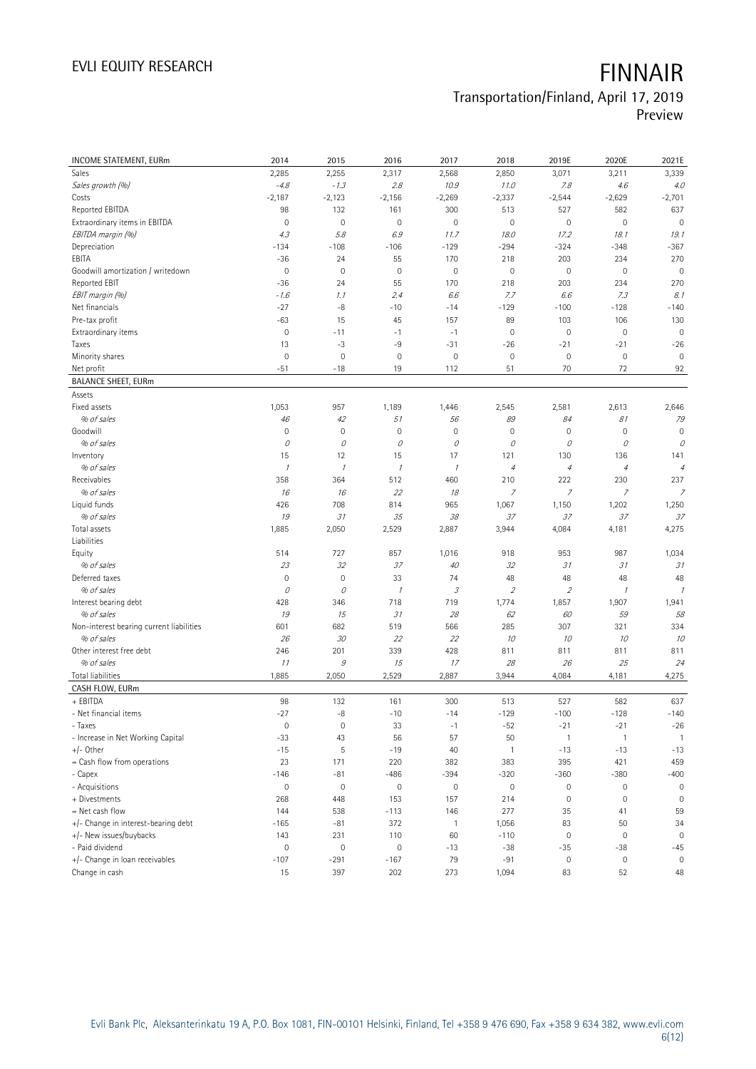| INCOME STATEMENT, EURm | 2014 | 2015 | 2016 | 2017 | 2018 | 2019E | 2020E | 2021E |
|---|---|---|---|---|---|---|---|---|
| Sales | 2,285 | 2,255 | 2,317 | 2,568 | 2,850 | 3,071 | 3,211 | 3,339 |
| *Sales growth (%)* | *-4.8* | *-1.3* | *2.8* | *10.9* | *11.0* | *7.8* | *4.6* | *4.0* |
| Costs | -2,187 | -2,123 | -2,156 | -2,269 | -2,337 | -2,544 | -2,629 | -2,701 |
| Reported EBITDA | 98 | 132 | 161 | 300 | 513 | 527 | 582 | 637 |
| Extraordinary items in EBITDA | 0 | 0 | 0 | 0 | 0 | 0 | 0 | 0 |
| *EBITDA margin (%)* | *4.3* | *5.8* | *6.9* | *11.7* | *18.0* | *17.2* | *18.1* | *19.1* |
| Depreciation | -134 | -108 | -106 | -129 | -294 | -324 | -348 | -367 |
| EBITA | -36 | 24 | 55 | 170 | 218 | 203 | 234 | 270 |
| Goodwill amortization / writedown | 0 | 0 | 0 | 0 | 0 | 0 | 0 | 0 |
| Reported EBIT | -36 | 24 | 55 | 170 | 218 | 203 | 234 | 270 |
| *EBIT margin (%)* | *-1.6* | *1.1* | *2.4* | *6.6* | *7.7* | *6.6* | *7.3* | *8.1* |
| Net financials | -27 | -8 | -10 | -14 | -129 | -100 | -128 | -140 |
| Pre-tax profit | -63 | 15 | 45 | 157 | 89 | 103 | 106 | 130 |
| Extraordinary items | 0 | -11 | -1 | -1 | 0 | 0 | 0 | 0 |
| Taxes | 13 | -3 | -9 | -31 | -26 | -21 | -21 | -26 |
| Minority shares | 0 | 0 | 0 | 0 | 0 | 0 | 0 | 0 |
| Net profit | -51 | -18 | 19 | 112 | 51 | 70 | 72 | 92 |
| **BALANCE SHEET, EURm** | | | | | | | | |
| Assets | | | | | | | | |
| Fixed assets | 1,053 | 957 | 1,189 | 1,446 | 2,545 | 2,581 | 2,613 | 2,646 |
| *% of sales* | *46* | *42* | *51* | *56* | *89* | *84* | *81* | *79* |
| Goodwill | 0 | 0 | 0 | 0 | 0 | 0 | 0 | 0 |
| *% of sales* | *0* | *0* | *0* | *0* | *0* | *0* | *0* | *0* |
| Inventory | 15 | 12 | 15 | 17 | 121 | 130 | 136 | 141 |
| *% of sales* | *1* | *1* | *1* | *1* | *4* | *4* | *4* | *4* |
| Receivables | 358 | 364 | 512 | 460 | 210 | 222 | 230 | 237 |
| *% of sales* | *16* | *16* | *22* | *18* | *7* | *7* | *7* | *7* |
| Liquid funds | 426 | 708 | 814 | 965 | 1,067 | 1,150 | 1,202 | 1,250 |
| *% of sales* | *19* | *31* | *35* | *38* | *37* | *37* | *37* | *37* |
| Total assets | 1,885 | 2,050 | 2,529 | 2,887 | 3,944 | 4,084 | 4,181 | 4,275 |
| Liabilities | | | | | | | | |
| Equity | 514 | 727 | 857 | 1,016 | 918 | 953 | 987 | 1,034 |
| *% of sales* | *23* | *32* | *37* | *40* | *32* | *31* | *31* | *31* |
| Deferred taxes | 0 | 0 | 33 | 74 | 48 | 48 | 48 | 48 |
| *% of sales* | *0* | *0* | *1* | *3* | *2* | *2* | *1* | *1* |
| Interest bearing debt | 428 | 346 | 718 | 719 | 1,774 | 1,857 | 1,907 | 1,941 |
| *% of sales* | *19* | *15* | *31* | *28* | *62* | *60* | *59* | *58* |
| Non-interest bearing current liabilities | 601 | 682 | 519 | 566 | 285 | 307 | 321 | 334 |
| *% of sales* | *26* | *30* | *22* | *22* | *10* | *10* | *10* | *10* |
| Other interest free debt | 246 | 201 | 339 | 428 | 811 | 811 | 811 | 811 |
| *% of sales* | *11* | *9* | *15* | *17* | *28* | *26* | *25* | *24* |
| Total liabilities | 1,885 | 2,050 | 2,529 | 2,887 | 3,944 | 4,084 | 4,181 | 4,275 |
| **CASH FLOW, EURm** | | | | | | | | |
| + EBITDA | 98 | 132 | 161 | 300 | 513 | 527 | 582 | 637 |
| - Net financial items | -27 | -8 | -10 | -14 | -129 | -100 | -128 | -140 |
| - Taxes | 0 | 0 | 33 | -1 | -52 | -21 | -21 | -26 |
| - Increase in Net Working Capital | -33 | 43 | 56 | 57 | 50 | 1 | 1 | 1 |
| +/- Other | -15 | 5 | -19 | 40 | 1 | -13 | -13 | -13 |
| = Cash flow from operations | 23 | 171 | 220 | 382 | 383 | 395 | 421 | 459 |
| - Capex | -146 | -81 | -486 | -394 | -320 | -360 | -380 | -400 |
| - Acquisitions | 0 | 0 | 0 | 0 | 0 | 0 | 0 | 0 |
| + Divestments | 268 | 448 | 153 | 157 | 214 | 0 | 0 | 0 |
| = Net cash flow | 144 | 538 | -113 | 146 | 277 | 35 | 41 | 59 |
| +/- Change in interest-bearing debt | -165 | -81 | 372 | 1 | 1,056 | 83 | 50 | 34 |
| +/- New issues/buybacks | 143 | 231 | 110 | 60 | -110 | 0 | 0 | 0 |
| - Paid dividend | 0 | 0 | 0 | -13 | -38 | -35 | -38 | -45 |
| +/- Change in loan receivables | -107 | -291 | -167 | 79 | -91 | 0 | 0 | 0 |
| Change in cash | 15 | 397 | 202 | 273 | 1,094 | 83 | 52 | 48 |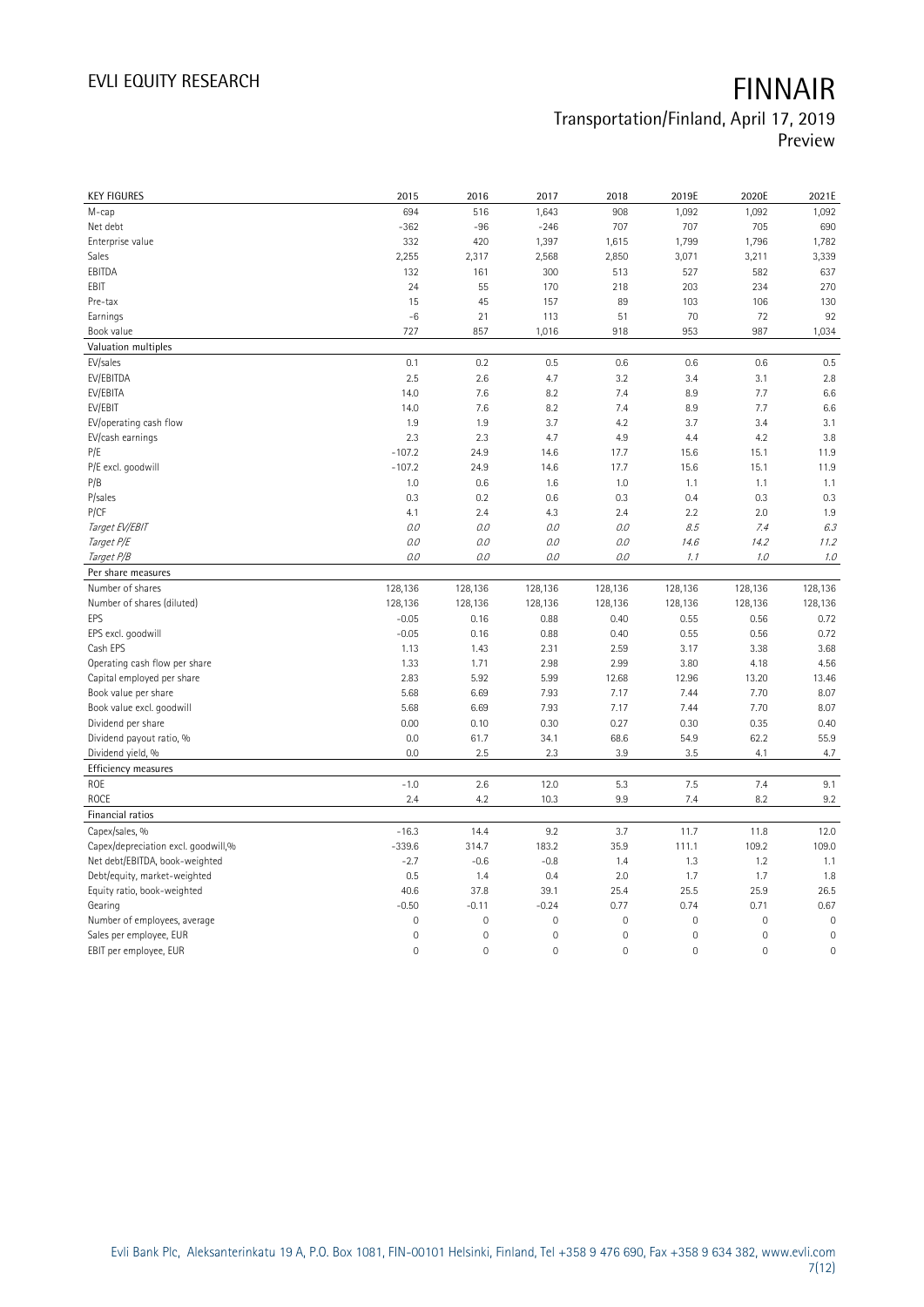| KEY FIGURES | 2015 | 2016 | 2017 | 2018 | 2019E | 2020E | 2021E |
|---|---|---|---|---|---|---|---|
| M-cap | 694 | 516 | 1,643 | 908 | 1,092 | 1,092 | 1,092 |
| Net debt | -362 | -96 | -246 | 707 | 707 | 705 | 690 |
| Enterprise value | 332 | 420 | 1,397 | 1,615 | 1,799 | 1,796 | 1,782 |
| Sales | 2,255 | 2,317 | 2,568 | 2,850 | 3,071 | 3,211 | 3,339 |
| EBITDA | 132 | 161 | 300 | 513 | 527 | 582 | 637 |
| EBIT | 24 | 55 | 170 | 218 | 203 | 234 | 270 |
| Pre-tax | 15 | 45 | 157 | 89 | 103 | 106 | 130 |
| Earnings | -6 | 21 | 113 | 51 | 70 | 72 | 92 |
| Book value | 727 | 857 | 1,016 | 918 | 953 | 987 | 1,034 |
| **Valuation multiples** | | | | | | | |
| EV/sales | 0.1 | 0.2 | 0.5 | 0.6 | 0.6 | 0.6 | 0.5 |
| EV/EBITDA | 2.5 | 2.6 | 4.7 | 3.2 | 3.4 | 3.1 | 2.8 |
| EV/EBITA | 14.0 | 7.6 | 8.2 | 7.4 | 8.9 | 7.7 | 6.6 |
| EV/EBIT | 14.0 | 7.6 | 8.2 | 7.4 | 8.9 | 7.7 | 6.6 |
| EV/operating cash flow | 1.9 | 1.9 | 3.7 | 4.2 | 3.7 | 3.4 | 3.1 |
| EV/cash earnings | 2.3 | 2.3 | 4.7 | 4.9 | 4.4 | 4.2 | 3.8 |
| P/E | -107.2 | 24.9 | 14.6 | 17.7 | 15.6 | 15.1 | 11.9 |
| P/E excl. goodwill | -107.2 | 24.9 | 14.6 | 17.7 | 15.6 | 15.1 | 11.9 |
| P/B | 1.0 | 0.6 | 1.6 | 1.0 | 1.1 | 1.1 | 1.1 |
| P/sales | 0.3 | 0.2 | 0.6 | 0.3 | 0.4 | 0.3 | 0.3 |
| P/CF | 4.1 | 2.4 | 4.3 | 2.4 | 2.2 | 2.0 | 1.9 |
| *Target EV/EBIT* | *0.0* | *0.0* | *0.0* | *0.0* | *8.5* | *7.4* | *6.3* |
| *Target P/E* | *0.0* | *0.0* | *0.0* | *0.0* | *14.6* | *14.2* | *11.2* |
| *Target P/B* | *0.0* | *0.0* | *0.0* | *0.0* | *1.1* | *1.0* | *1.0* |
| **Per share measures** | | | | | | | |
| Number of shares | 128,136 | 128,136 | 128,136 | 128,136 | 128,136 | 128,136 | 128,136 |
| Number of shares (diluted) | 128,136 | 128,136 | 128,136 | 128,136 | 128,136 | 128,136 | 128,136 |
| EPS | -0.05 | 0.16 | 0.88 | 0.40 | 0.55 | 0.56 | 0.72 |
| EPS excl. goodwill | -0.05 | 0.16 | 0.88 | 0.40 | 0.55 | 0.56 | 0.72 |
| Cash EPS | 1.13 | 1.43 | 2.31 | 2.59 | 3.17 | 3.38 | 3.68 |
| Operating cash flow per share | 1.33 | 1.71 | 2.98 | 2.99 | 3.80 | 4.18 | 4.56 |
| Capital employed per share | 2.83 | 5.92 | 5.99 | 12.68 | 12.96 | 13.20 | 13.46 |
| Book value per share | 5.68 | 6.69 | 7.93 | 7.17 | 7.44 | 7.70 | 8.07 |
| Book value excl. goodwill | 5.68 | 6.69 | 7.93 | 7.17 | 7.44 | 7.70 | 8.07 |
| Dividend per share | 0.00 | 0.10 | 0.30 | 0.27 | 0.30 | 0.35 | 0.40 |
| Dividend payout ratio, % | 0.0 | 61.7 | 34.1 | 68.6 | 54.9 | 62.2 | 55.9 |
| Dividend yield, % | 0.0 | 2.5 | 2.3 | 3.9 | 3.5 | 4.1 | 4.7 |
| **Efficiency measures** | | | | | | | |
| ROE | -1.0 | 2.6 | 12.0 | 5.3 | 7.5 | 7.4 | 9.1 |
| ROCE | 2.4 | 4.2 | 10.3 | 9.9 | 7.4 | 8.2 | 9.2 |
| **Financial ratios** | | | | | | | |
| Capex/sales, % | -16.3 | 14.4 | 9.2 | 3.7 | 11.7 | 11.8 | 12.0 |
| Capex/depreciation excl. goodwill,% | -339.6 | 314.7 | 183.2 | 35.9 | 111.1 | 109.2 | 109.0 |
| Net debt/EBITDA, book-weighted | -2.7 | -0.6 | -0.8 | 1.4 | 1.3 | 1.2 | 1.1 |
| Debt/equity, market-weighted | 0.5 | 1.4 | 0.4 | 2.0 | 1.7 | 1.7 | 1.8 |
| Equity ratio, book-weighted | 40.6 | 37.8 | 39.1 | 25.4 | 25.5 | 25.9 | 26.5 |
| Gearing | -0.50 | -0.11 | -0.24 | 0.77 | 0.74 | 0.71 | 0.67 |
| Number of employees, average | 0 | 0 | 0 | 0 | 0 | 0 | 0 |
| Sales per employee, EUR | 0 | 0 | 0 | 0 | 0 | 0 | 0 |
| EBIT per employee, EUR | 0 | 0 | 0 | 0 | 0 | 0 | 0 |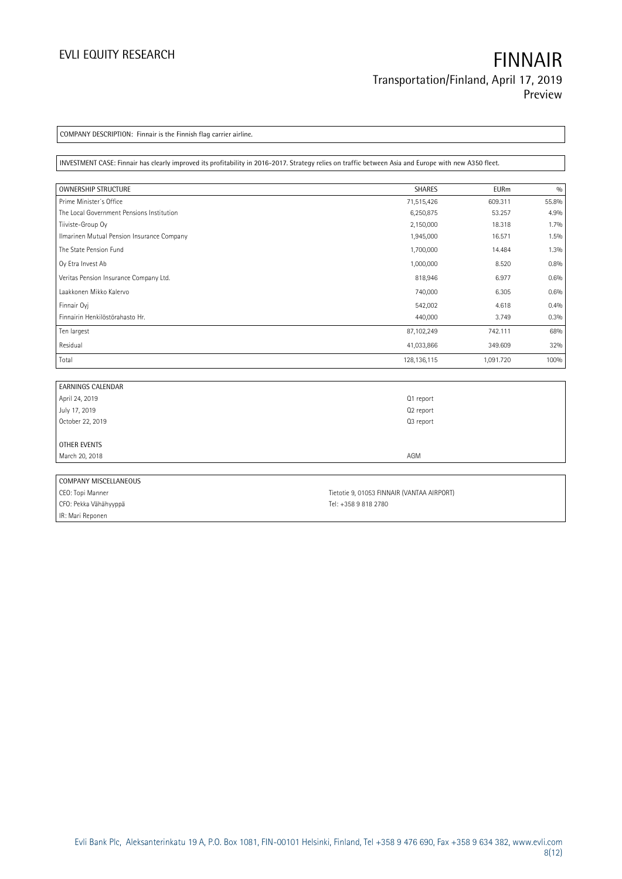COMPANY DESCRIPTION: Finnair is the Finnish flag carrier airline.

INVESTMENT CASE: Finnair has clearly improved its profitability in 2016-2017. Strategy relies on traffic between Asia and Europe with new A350 fleet.

| OWNERSHIP STRUCTURE | SHARES | EURm | % |
|---|---|---|---|
| Prime Minister´s Office | 71,515,426 | 609.311 | 55.8% |
| The Local Government Pensions Institution | 6,250,875 | 53.257 | 4.9% |
| Tiiviste-Group Oy | 2,150,000 | 18.318 | 1.7% |
| Ilmarinen Mutual Pension Insurance Company | 1,945,000 | 16.571 | 1.5% |
| The State Pension Fund | 1,700,000 | 14.484 | 1.3% |
| Oy Etra Invest Ab | 1,000,000 | 8.520 | 0.8% |
| Veritas Pension Insurance Company Ltd. | 818,946 | 6.977 | 0.6% |
| Laakkonen Mikko Kalervo | 740,000 | 6.305 | 0.6% |
| Finnair Oyj | 542,002 | 4.618 | 0.4% |
| Finnairin Henkilöstörahasto Hr. | 440,000 | 3.749 | 0.3% |
| Ten largest | 87,102,249 | 742.111 | 68% |
| Residual | 41,033,866 | 349.609 | 32% |
| Total | 128,136,115 | 1,091.720 | 100% |

| EARNINGS CALENDAR | |
|---|---|
| April 24, 2019 | Q1 report |
| July 17, 2019 | Q2 report |
| October 22, 2019 | Q3 report |
| | |
| OTHER EVENTS | |
| March 20, 2018 | AGM |

| COMPANY MISCELLANEOUS | |
|---|---|
| CEO: Topi Manner | Tietotie 9, 01053 FINNAIR (VANTAA AIRPORT) |
| CFO: Pekka Vähähyyppä | Tel: +358 9 818 2780 |
| IR: Mari Reponen | |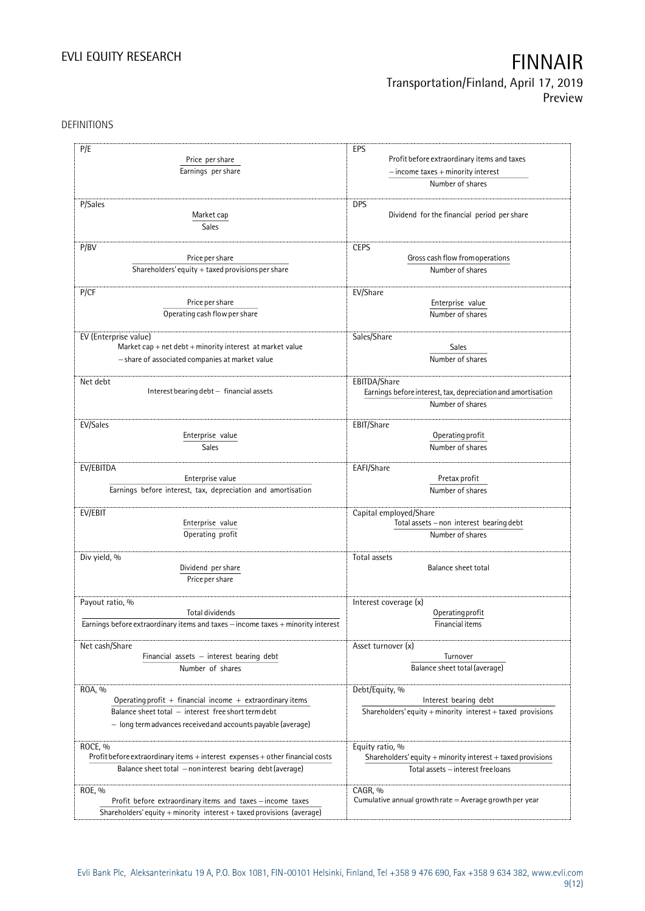DEFINITIONS

| P/E | EPS |
|---|---|
| $\frac{\text{Price per share}}{\text{Earnings per share}}$ | $\frac{\text{Profit before extraordinary items and taxes} - \text{income taxes} + \text{minority interest}}{\text{Number of shares}}$ |
| **P/Sales** | **DPS** |
| $\frac{\text{Market cap}}{\text{Sales}}$ | Dividend for the financial period per share |
| **P/BV** | **CEPS** |
| $\frac{\text{Price per share}}{\text{Shareholders' equity} + \text{taxed provisions per share}}$ | $\frac{\text{Gross cash flow from operations}}{\text{Number of shares}}$ |
| **P/CF** | **EV/Share** |
| $\frac{\text{Price per share}}{\text{Operating cash flow per share}}$ | $\frac{\text{Enterprise value}}{\text{Number of shares}}$ |
| **EV (Enterprise value)** | **Sales/Share** |
| Market cap + net debt + minority interest at market value − share of associated companies at market value | $\frac{\text{Sales}}{\text{Number of shares}}$ |
| **Net debt** | **EBITDA/Share** |
| Interest bearing debt − financial assets | $\frac{\text{Earnings before interest, tax, depreciation and amortisation}}{\text{Number of shares}}$ |
| **EV/Sales** | **EBIT/Share** |
| $\frac{\text{Enterprise value}}{\text{Sales}}$ | $\frac{\text{Operating profit}}{\text{Number of shares}}$ |
| **EV/EBITDA** | **EAFI/Share** |
| $\frac{\text{Enterprise value}}{\text{Earnings before interest, tax, depreciation and amortisation}}$ | $\frac{\text{Pretax profit}}{\text{Number of shares}}$ |
| **EV/EBIT** | **Capital employed/Share** |
| $\frac{\text{Enterprise value}}{\text{Operating profit}}$ | $\frac{\text{Total assets} - \text{non interest bearing debt}}{\text{Number of shares}}$ |
| **Div yield, %** | **Total assets** |
| $\frac{\text{Dividend per share}}{\text{Price per share}}$ | Balance sheet total |
| **Payout ratio, %** | **Interest coverage (x)** |
| $\frac{\text{Total dividends}}{\text{Earnings before extraordinary items and taxes} - \text{income taxes} + \text{minority interest}}$ | $\frac{\text{Operating profit}}{\text{Financial items}}$ |
| **Net cash/Share** | **Asset turnover (x)** |
| $\frac{\text{Financial assets} - \text{interest bearing debt}}{\text{Number of shares}}$ | $\frac{\text{Turnover}}{\text{Balance sheet total (average)}}$ |
| **ROA, %** | **Debt/Equity, %** |
| $\frac{\text{Operating profit} + \text{financial income} + \text{extraordinary items}}{\text{Balance sheet total} - \text{interest free short term debt} - \text{long term advances received and accounts payable (average)}}$ | $\frac{\text{Interest bearing debt}}{\text{Shareholders' equity} + \text{minority interest} + \text{taxed provisions}}$ |
| **ROCE, %** | **Equity ratio, %** |
| $\frac{\text{Profit before extraordinary items} + \text{interest expenses} + \text{other financial costs}}{\text{Balance sheet total} - \text{non interest bearing debt (average)}}$ | $\frac{\text{Shareholders' equity} + \text{minority interest} + \text{taxed provisions}}{\text{Total assets} - \text{interest free loans}}$ |
| **ROE, %** | **CAGR, %** |
| $\frac{\text{Profit before extraordinary items and taxes} - \text{income taxes}}{\text{Shareholders' equity} + \text{minority interest} + \text{taxed provisions (average)}}$ | Cumulative annual growth rate = Average growth per year |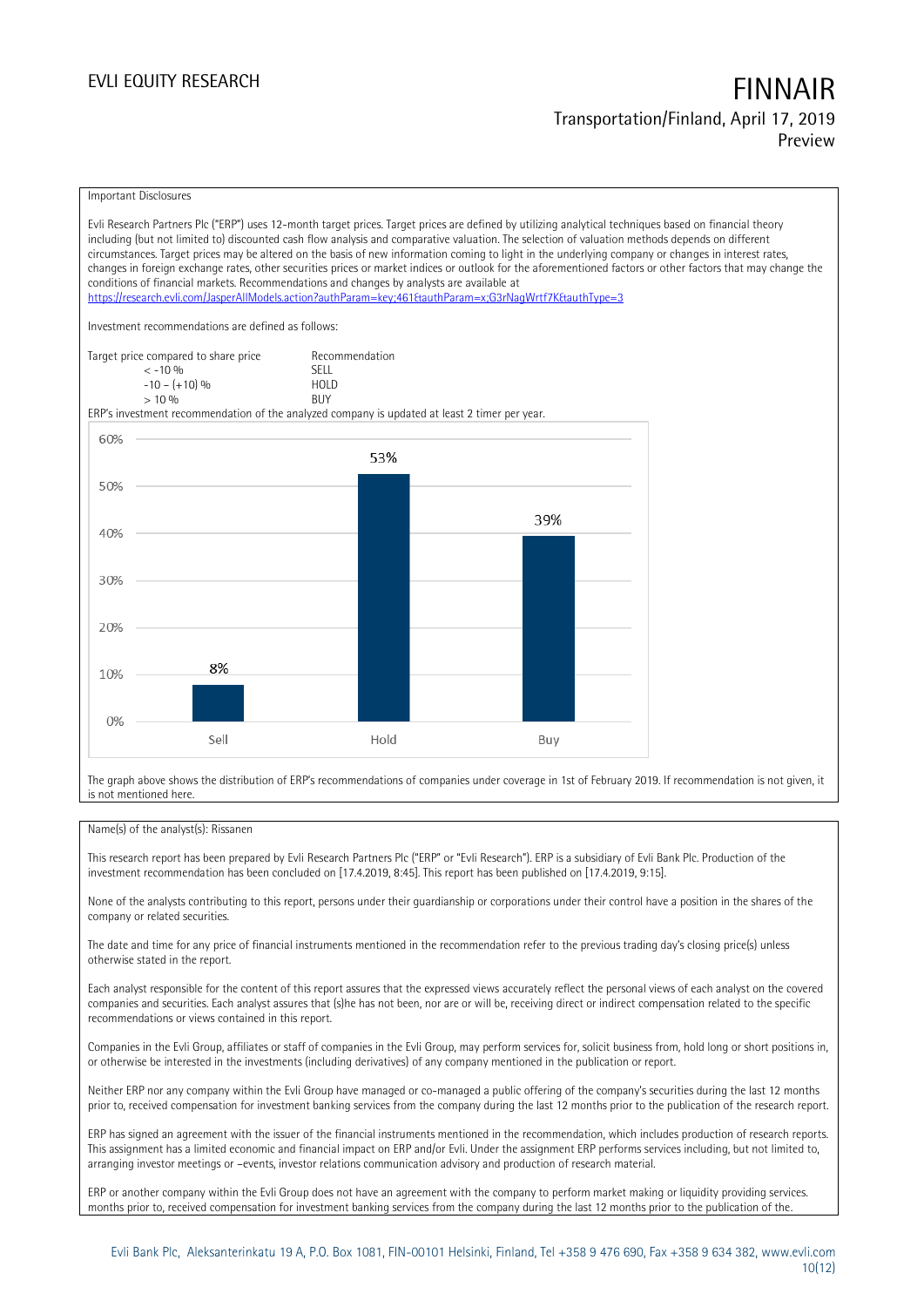Important Disclosures

Evli Research Partners Plc ("ERP") uses 12-month target prices. Target prices are defined by utilizing analytical techniques based on financial theory including (but not limited to) discounted cash flow analysis and comparative valuation. The selection of valuation methods depends on different circumstances. Target prices may be altered on the basis of new information coming to light in the underlying company or changes in interest rates, changes in foreign exchange rates, other securities prices or market indices or outlook for the aforementioned factors or other factors that may change the conditions of financial markets. Recommendations and changes by analysts are available at https://research.evli.com/JasperAllModels.action?authParam=key;461&authParam=x;G3rNagWrtf7K&authType=3

Investment recommendations are defined as follows:

| Target price compared to share price | Recommendation |
|---|---|
| < -10 % | SELL |
| -10 – (+10) % | HOLD |
| > 10 % | BUY |

ERP's investment recommendation of the analyzed company is updated at least 2 timer per year.

| | Sell | Hold | Buy |
|---|---|---|---|
| Share | 8% | 53% | 39% |

The graph above shows the distribution of ERP's recommendations of companies under coverage in 1st of February 2019. If recommendation is not given, it is not mentioned here.

Name(s) of the analyst(s): Rissanen

This research report has been prepared by Evli Research Partners Plc ("ERP" or "Evli Research"). ERP is a subsidiary of Evli Bank Plc. Production of the investment recommendation has been concluded on [17.4.2019, 8:45]. This report has been published on [17.4.2019, 9:15].

None of the analysts contributing to this report, persons under their guardianship or corporations under their control have a position in the shares of the company or related securities.

The date and time for any price of financial instruments mentioned in the recommendation refer to the previous trading day's closing price(s) unless otherwise stated in the report.

Each analyst responsible for the content of this report assures that the expressed views accurately reflect the personal views of each analyst on the covered companies and securities. Each analyst assures that (s)he has not been, nor are or will be, receiving direct or indirect compensation related to the specific recommendations or views contained in this report.

Companies in the Evli Group, affiliates or staff of companies in the Evli Group, may perform services for, solicit business from, hold long or short positions in, or otherwise be interested in the investments (including derivatives) of any company mentioned in the publication or report.

Neither ERP nor any company within the Evli Group have managed or co-managed a public offering of the company's securities during the last 12 months prior to, received compensation for investment banking services from the company during the last 12 months prior to the publication of the research report.

ERP has signed an agreement with the issuer of the financial instruments mentioned in the recommendation, which includes production of research reports. This assignment has a limited economic and financial impact on ERP and/or Evli. Under the assignment ERP performs services including, but not limited to, arranging investor meetings or –events, investor relations communication advisory and production of research material.

ERP or another company within the Evli Group does not have an agreement with the company to perform market making or liquidity providing services. months prior to, received compensation for investment banking services from the company during the last 12 months prior to the publication of the.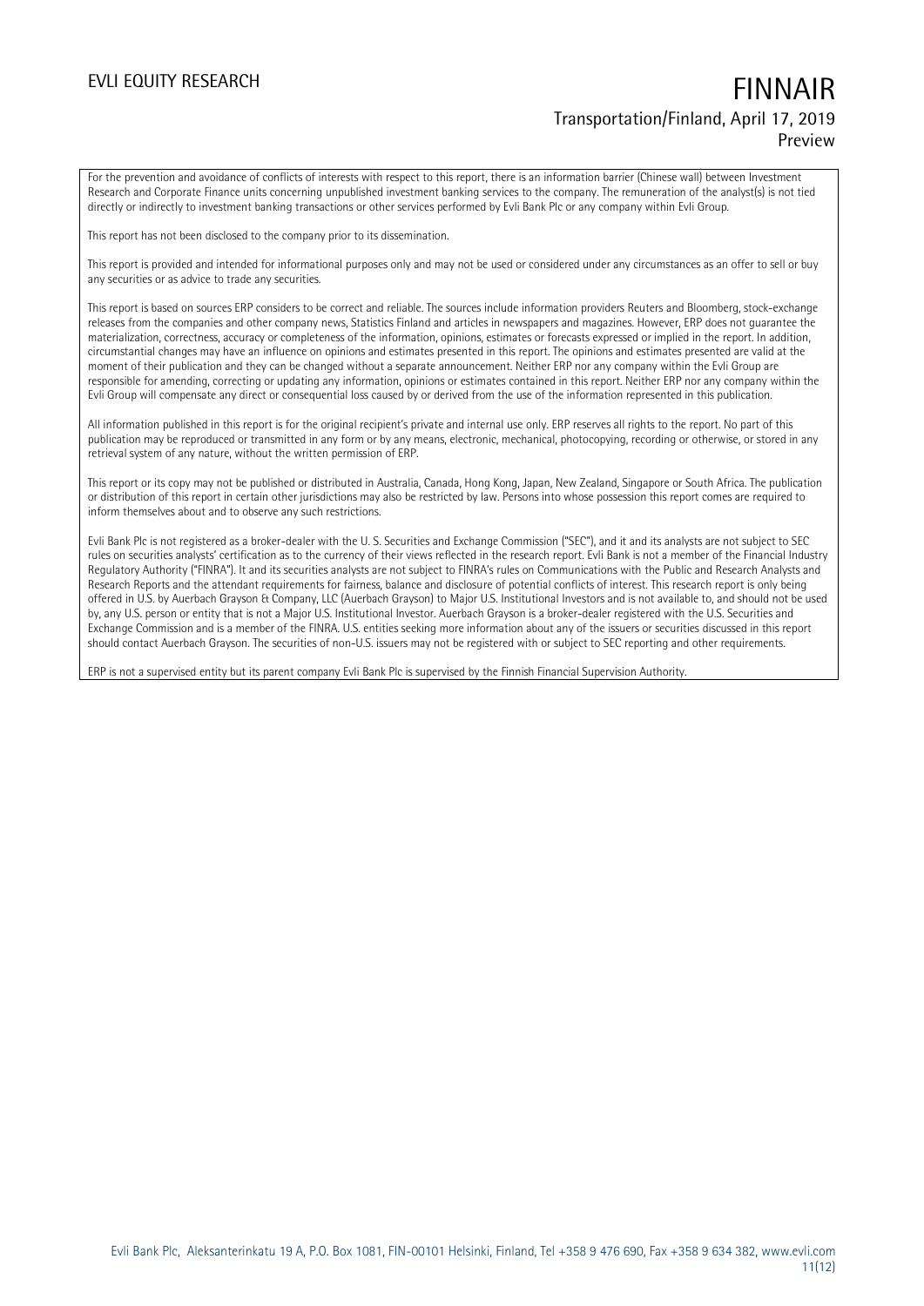For the prevention and avoidance of conflicts of interests with respect to this report, there is an information barrier (Chinese wall) between Investment Research and Corporate Finance units concerning unpublished investment banking services to the company. The remuneration of the analyst(s) is not tied directly or indirectly to investment banking transactions or other services performed by Evli Bank Plc or any company within Evli Group.

This report has not been disclosed to the company prior to its dissemination.

This report is provided and intended for informational purposes only and may not be used or considered under any circumstances as an offer to sell or buy any securities or as advice to trade any securities.

This report is based on sources ERP considers to be correct and reliable. The sources include information providers Reuters and Bloomberg, stock-exchange releases from the companies and other company news, Statistics Finland and articles in newspapers and magazines. However, ERP does not guarantee the materialization, correctness, accuracy or completeness of the information, opinions, estimates or forecasts expressed or implied in the report. In addition, circumstantial changes may have an influence on opinions and estimates presented in this report. The opinions and estimates presented are valid at the moment of their publication and they can be changed without a separate announcement. Neither ERP nor any company within the Evli Group are responsible for amending, correcting or updating any information, opinions or estimates contained in this report. Neither ERP nor any company within the Evli Group will compensate any direct or consequential loss caused by or derived from the use of the information represented in this publication.

All information published in this report is for the original recipient's private and internal use only. ERP reserves all rights to the report. No part of this publication may be reproduced or transmitted in any form or by any means, electronic, mechanical, photocopying, recording or otherwise, or stored in any retrieval system of any nature, without the written permission of ERP.

This report or its copy may not be published or distributed in Australia, Canada, Hong Kong, Japan, New Zealand, Singapore or South Africa. The publication or distribution of this report in certain other jurisdictions may also be restricted by law. Persons into whose possession this report comes are required to inform themselves about and to observe any such restrictions.

Evli Bank Plc is not registered as a broker-dealer with the U. S. Securities and Exchange Commission ("SEC"), and it and its analysts are not subject to SEC rules on securities analysts' certification as to the currency of their views reflected in the research report. Evli Bank is not a member of the Financial Industry Regulatory Authority ("FINRA"). It and its securities analysts are not subject to FINRA's rules on Communications with the Public and Research Analysts and Research Reports and the attendant requirements for fairness, balance and disclosure of potential conflicts of interest. This research report is only being offered in U.S. by Auerbach Grayson & Company, LLC (Auerbach Grayson) to Major U.S. Institutional Investors and is not available to, and should not be used by, any U.S. person or entity that is not a Major U.S. Institutional Investor. Auerbach Grayson is a broker-dealer registered with the U.S. Securities and Exchange Commission and is a member of the FINRA. U.S. entities seeking more information about any of the issuers or securities discussed in this report should contact Auerbach Grayson. The securities of non-U.S. issuers may not be registered with or subject to SEC reporting and other requirements.

ERP is not a supervised entity but its parent company Evli Bank Plc is supervised by the Finnish Financial Supervision Authority.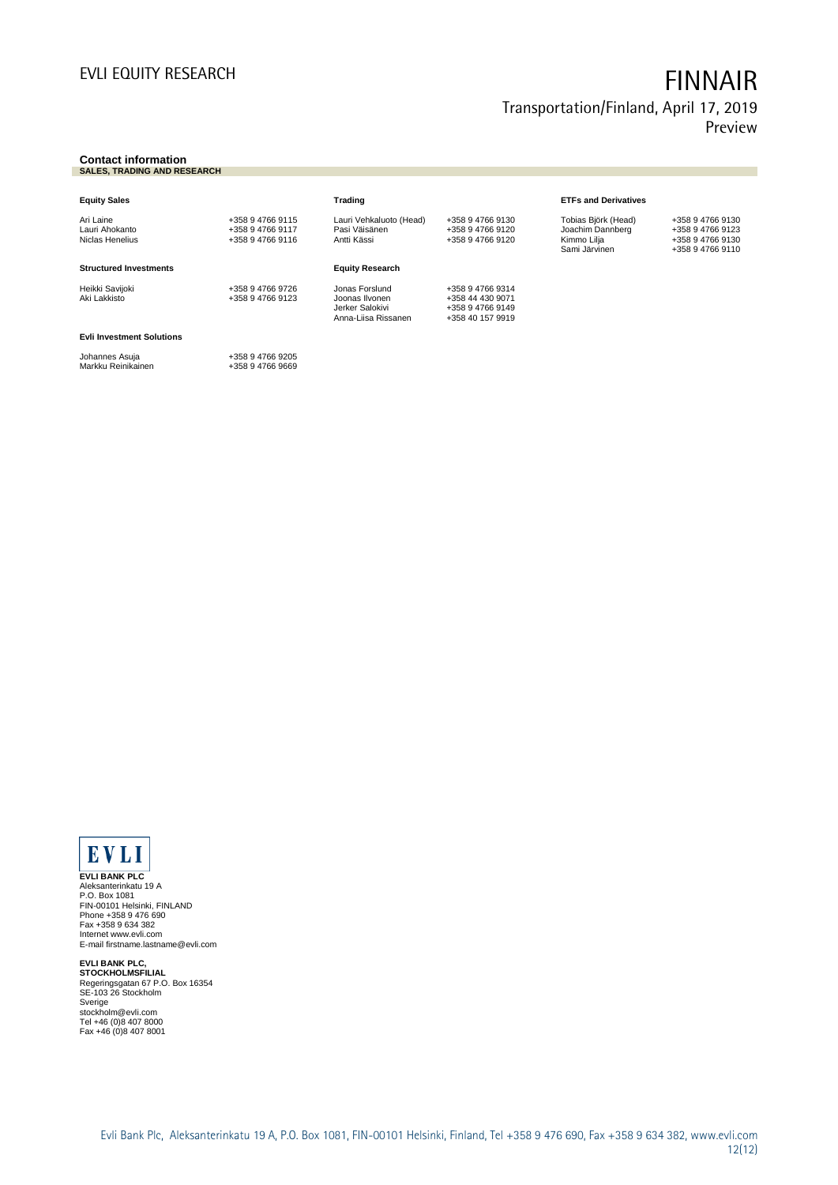# Contact information

## SALES, TRADING AND RESEARCH

### Equity Sales

| | |
|---|---|
| Ari Laine | +358 9 4766 9115 |
| Lauri Ahokanto | +358 9 4766 9117 |
| Niclas Henelius | +358 9 4766 9116 |

### Trading

| | |
|---|---|
| Lauri Vehkaluoto (Head) | +358 9 4766 9130 |
| Pasi Väisänen | +358 9 4766 9120 |
| Antti Kässi | +358 9 4766 9120 |

### ETFs and Derivatives

| | |
|---|---|
| Tobias Björk (Head) | +358 9 4766 9130 |
| Joachim Dannberg | +358 9 4766 9123 |
| Kimmo Lilja | +358 9 4766 9130 |
| Sami Järvinen | +358 9 4766 9110 |

### Structured Investments

| | |
|---|---|
| Heikki Savijoki | +358 9 4766 9726 |
| Aki Lakkisto | +358 9 4766 9123 |

### Equity Research

| | |
|---|---|
| Jonas Forslund | +358 9 4766 9314 |
| Joonas Ilvonen | +358 44 430 9071 |
| Jerker Salokivi | +358 9 4766 9149 |
| Anna-Liisa Rissanen | +358 40 157 9919 |

### Evli Investment Solutions

| | |
|---|---|
| Johannes Asuja | +358 9 4766 9205 |
| Markku Reinikainen | +358 9 4766 9669 |

**EVLI BANK PLC**
Aleksanterinkatu 19 A
P.O. Box 1081
FIN-00101 Helsinki, FINLAND
Phone +358 9 476 690
Fax +358 9 634 382
Internet www.evli.com
E-mail firstname.lastname@evli.com

**EVLI BANK PLC, STOCKHOLMSFILIAL**
Regeringsgatan 67 P.O. Box 16354
SE-103 26 Stockholm
Sverige
stockholm@evli.com
Tel +46 (0)8 407 8000
Fax +46 (0)8 407 8001